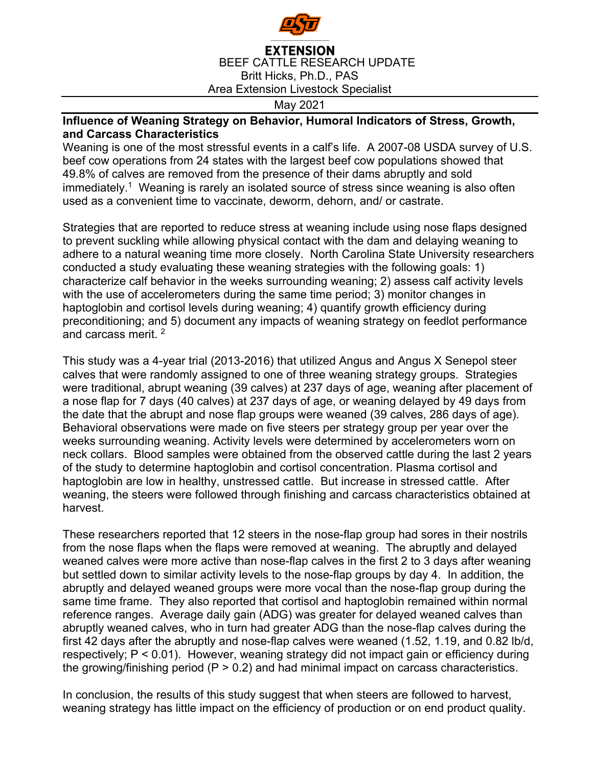**EXTENSION**

BEEF CATTLE RESEARCH UPDATE
Britt Hicks, Ph.D., PAS
Area Extension Livestock Specialist

May 2021

## Influence of Weaning Strategy on Behavior, Humoral Indicators of Stress, Growth, and Carcass Characteristics

Weaning is one of the most stressful events in a calf's life. A 2007-08 USDA survey of U.S. beef cow operations from 24 states with the largest beef cow populations showed that 49.8% of calves are removed from the presence of their dams abruptly and sold immediately.[1] Weaning is rarely an isolated source of stress since weaning is also often used as a convenient time to vaccinate, deworm, dehorn, and/ or castrate.

Strategies that are reported to reduce stress at weaning include using nose flaps designed to prevent suckling while allowing physical contact with the dam and delaying weaning to adhere to a natural weaning time more closely. North Carolina State University researchers conducted a study evaluating these weaning strategies with the following goals: 1) characterize calf behavior in the weeks surrounding weaning; 2) assess calf activity levels with the use of accelerometers during the same time period; 3) monitor changes in haptoglobin and cortisol levels during weaning; 4) quantify growth efficiency during preconditioning; and 5) document any impacts of weaning strategy on feedlot performance and carcass merit. [2]

This study was a 4-year trial (2013-2016) that utilized Angus and Angus X Senepol steer calves that were randomly assigned to one of three weaning strategy groups. Strategies were traditional, abrupt weaning (39 calves) at 237 days of age, weaning after placement of a nose flap for 7 days (40 calves) at 237 days of age, or weaning delayed by 49 days from the date that the abrupt and nose flap groups were weaned (39 calves, 286 days of age). Behavioral observations were made on five steers per strategy group per year over the weeks surrounding weaning. Activity levels were determined by accelerometers worn on neck collars. Blood samples were obtained from the observed cattle during the last 2 years of the study to determine haptoglobin and cortisol concentration. Plasma cortisol and haptoglobin are low in healthy, unstressed cattle. But increase in stressed cattle. After weaning, the steers were followed through finishing and carcass characteristics obtained at harvest.

These researchers reported that 12 steers in the nose-flap group had sores in their nostrils from the nose flaps when the flaps were removed at weaning. The abruptly and delayed weaned calves were more active than nose-flap calves in the first 2 to 3 days after weaning but settled down to similar activity levels to the nose-flap groups by day 4. In addition, the abruptly and delayed weaned groups were more vocal than the nose-flap group during the same time frame. They also reported that cortisol and haptoglobin remained within normal reference ranges. Average daily gain (ADG) was greater for delayed weaned calves than abruptly weaned calves, who in turn had greater ADG than the nose-flap calves during the first 42 days after the abruptly and nose-flap calves were weaned (1.52, 1.19, and 0.82 lb/d, respectively; $P < 0.01$). However, weaning strategy did not impact gain or efficiency during the growing/finishing period ($P > 0.2$) and had minimal impact on carcass characteristics.

In conclusion, the results of this study suggest that when steers are followed to harvest, weaning strategy has little impact on the efficiency of production or on end product quality.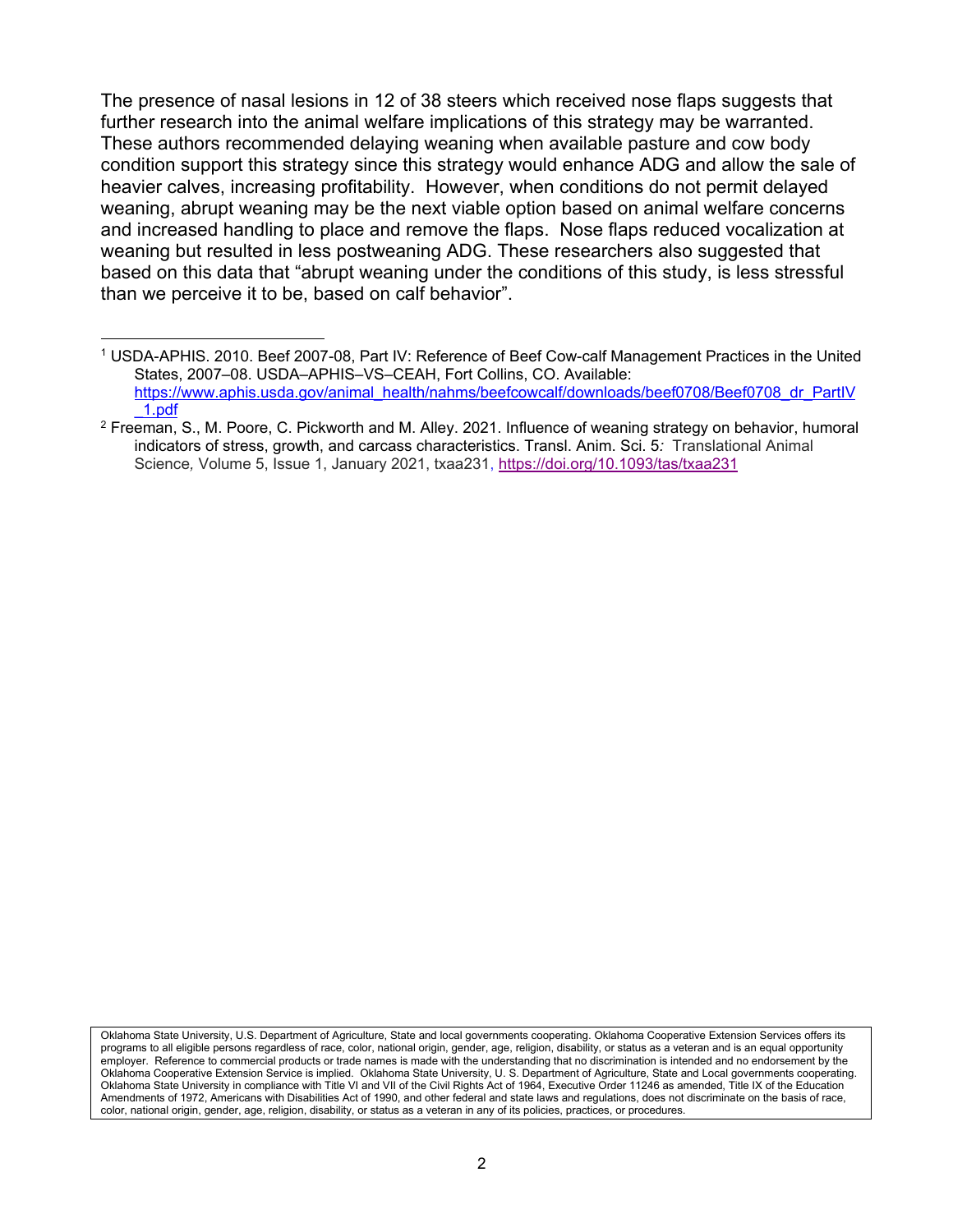The presence of nasal lesions in 12 of 38 steers which received nose flaps suggests that further research into the animal welfare implications of this strategy may be warranted. These authors recommended delaying weaning when available pasture and cow body condition support this strategy since this strategy would enhance ADG and allow the sale of heavier calves, increasing profitability. However, when conditions do not permit delayed weaning, abrupt weaning may be the next viable option based on animal welfare concerns and increased handling to place and remove the flaps. Nose flaps reduced vocalization at weaning but resulted in less postweaning ADG. These researchers also suggested that based on this data that "abrupt weaning under the conditions of this study, is less stressful than we perceive it to be, based on calf behavior".

---

[1] USDA-APHIS. 2010. Beef 2007-08, Part IV: Reference of Beef Cow-calf Management Practices in the United States, 2007–08. USDA–APHIS–VS–CEAH, Fort Collins, CO. Available: https://www.aphis.usda.gov/animal_health/nahms/beefcowcalf/downloads/beef0708/Beef0708_dr_PartIV_1.pdf

[2] Freeman, S., M. Poore, C. Pickworth and M. Alley. 2021. Influence of weaning strategy on behavior, humoral indicators of stress, growth, and carcass characteristics. Transl. Anim. Sci. 5*:* Translational Animal Science*,* Volume 5, Issue 1, January 2021, txaa231, https://doi.org/10.1093/tas/txaa231

Oklahoma State University, U.S. Department of Agriculture, State and local governments cooperating. Oklahoma Cooperative Extension Services offers its programs to all eligible persons regardless of race, color, national origin, gender, age, religion, disability, or status as a veteran and is an equal opportunity employer. Reference to commercial products or trade names is made with the understanding that no discrimination is intended and no endorsement by the Oklahoma Cooperative Extension Service is implied. Oklahoma State University, U. S. Department of Agriculture, State and Local governments cooperating. Oklahoma State University in compliance with Title VI and VII of the Civil Rights Act of 1964, Executive Order 11246 as amended, Title IX of the Education Amendments of 1972, Americans with Disabilities Act of 1990, and other federal and state laws and regulations, does not discriminate on the basis of race, color, national origin, gender, age, religion, disability, or status as a veteran in any of its policies, practices, or procedures.